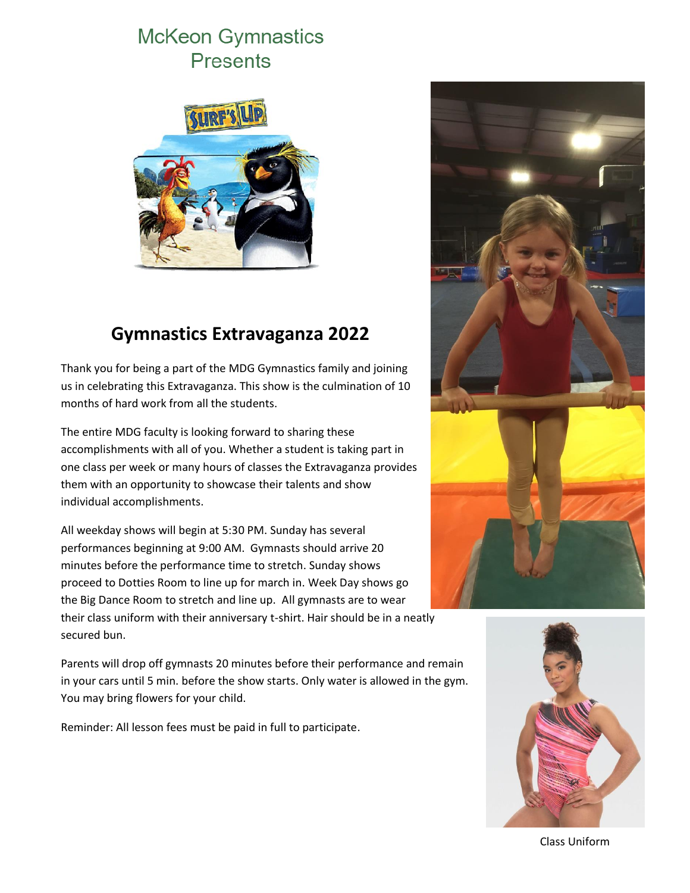McKeon Gymnastics
Presents

## Gymnastics Extravaganza 2022

Thank you for being a part of the MDG Gymnastics family and joining us in celebrating this Extravaganza. This show is the culmination of 10 months of hard work from all the students.

The entire MDG faculty is looking forward to sharing these accomplishments with all of you. Whether a student is taking part in one class per week or many hours of classes the Extravaganza provides them with an opportunity to showcase their talents and show individual accomplishments.

All weekday shows will begin at 5:30 PM. Sunday has several performances beginning at 9:00 AM. Gymnasts should arrive 20 minutes before the performance time to stretch. Sunday shows proceed to Dotties Room to line up for march in. Week Day shows go the Big Dance Room to stretch and line up. All gymnasts are to wear their class uniform with their anniversary t-shirt. Hair should be in a neatly secured bun.

Parents will drop off gymnasts 20 minutes before their performance and remain in your cars until 5 min. before the show starts. Only water is allowed in the gym. You may bring flowers for your child.

Reminder: All lesson fees must be paid in full to participate.

Class Uniform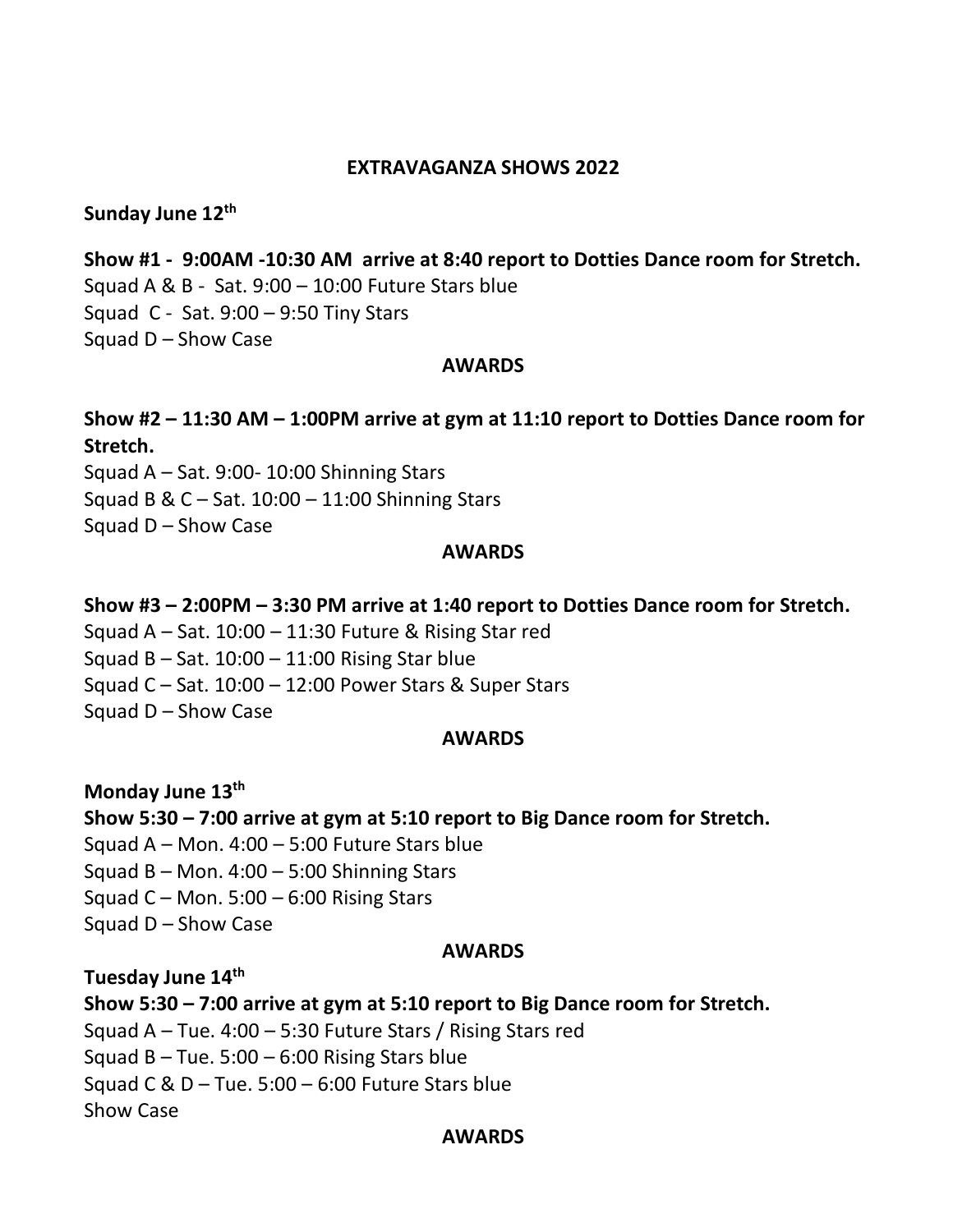# EXTRAVAGANZA SHOWS 2022

**Sunday June 12th**

**Show #1 - 9:00AM -10:30 AM arrive at 8:40 report to Dotties Dance room for Stretch.**

Squad A & B - Sat. 9:00 – 10:00 Future Stars blue
Squad C - Sat. 9:00 – 9:50 Tiny Stars
Squad D – Show Case

**AWARDS**

**Show #2 – 11:30 AM – 1:00PM arrive at gym at 11:10 report to Dotties Dance room for Stretch.**

Squad A – Sat. 9:00- 10:00 Shinning Stars
Squad B & C – Sat. 10:00 – 11:00 Shinning Stars
Squad D – Show Case

**AWARDS**

**Show #3 – 2:00PM – 3:30 PM arrive at 1:40 report to Dotties Dance room for Stretch.**

Squad A – Sat. 10:00 – 11:30 Future & Rising Star red
Squad B – Sat. 10:00 – 11:00 Rising Star blue
Squad C – Sat. 10:00 – 12:00 Power Stars & Super Stars
Squad D – Show Case

**AWARDS**

**Monday June 13th**

**Show 5:30 – 7:00 arrive at gym at 5:10 report to Big Dance room for Stretch.**

Squad A – Mon. 4:00 – 5:00 Future Stars blue
Squad B – Mon. 4:00 – 5:00 Shinning Stars
Squad C – Mon. 5:00 – 6:00 Rising Stars
Squad D – Show Case

**AWARDS**

**Tuesday June 14th**

**Show 5:30 – 7:00 arrive at gym at 5:10 report to Big Dance room for Stretch.**

Squad A – Tue. 4:00 – 5:30 Future Stars / Rising Stars red
Squad B – Tue. 5:00 – 6:00 Rising Stars blue
Squad C & D – Tue. 5:00 – 6:00 Future Stars blue
Show Case

**AWARDS**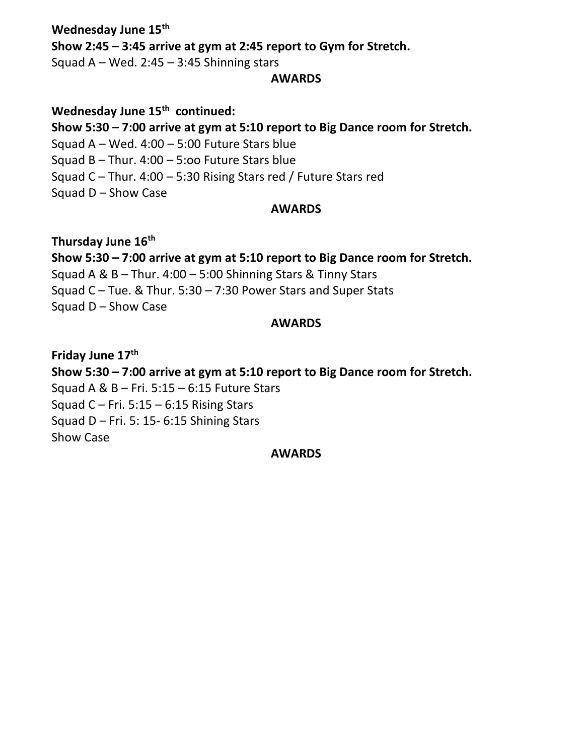**Wednesday June 15th**

**Show 2:45 – 3:45 arrive at gym at 2:45 report to Gym for Stretch.**

Squad A – Wed. 2:45 – 3:45 Shinning stars

**AWARDS**

**Wednesday June 15th continued:**

**Show 5:30 – 7:00 arrive at gym at 5:10 report to Big Dance room for Stretch.**

Squad A – Wed. 4:00 – 5:00 Future Stars blue

Squad B – Thur. 4:00 – 5:oo Future Stars blue

Squad C – Thur. 4:00 – 5:30 Rising Stars red / Future Stars red

Squad D – Show Case

**AWARDS**

**Thursday June 16th**

**Show 5:30 – 7:00 arrive at gym at 5:10 report to Big Dance room for Stretch.**

Squad A & B – Thur. 4:00 – 5:00 Shinning Stars & Tinny Stars

Squad C – Tue. & Thur. 5:30 – 7:30 Power Stars and Super Stats

Squad D – Show Case

**AWARDS**

**Friday June 17th**

**Show 5:30 – 7:00 arrive at gym at 5:10 report to Big Dance room for Stretch.**

Squad A & B – Fri. 5:15 – 6:15 Future Stars

Squad C – Fri. 5:15 – 6:15 Rising Stars

Squad D – Fri. 5: 15- 6:15 Shining Stars

Show Case

**AWARDS**